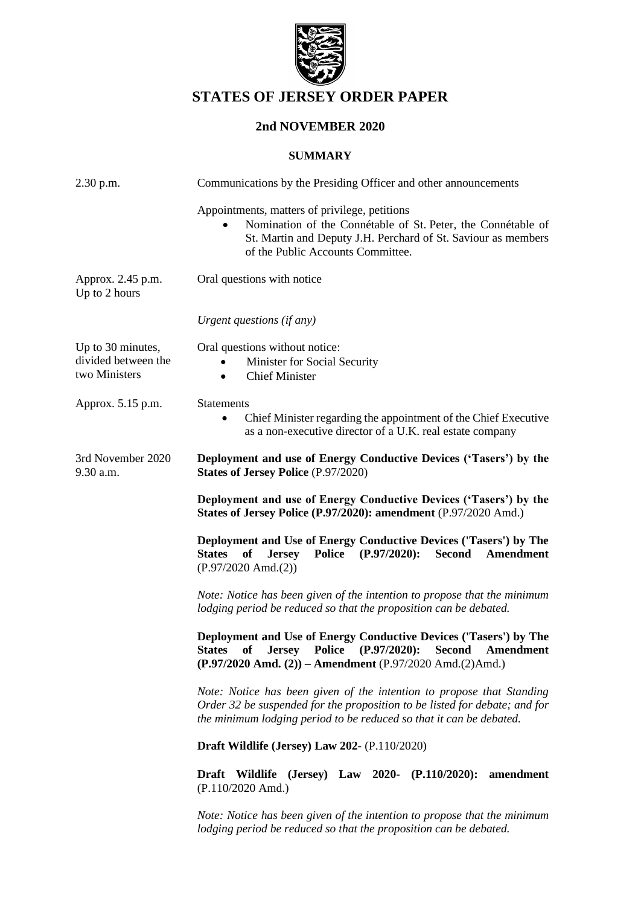# STATES OF JERSEY ORDER PAPER

## 2nd NOVEMBER 2020

### SUMMARY

| | |
|---|---|
| 2.30 p.m. | Communications by the Presiding Officer and other announcements |
| | Appointments, matters of privilege, petitions<br>• Nomination of the Connétable of St. Peter, the Connétable of St. Martin and Deputy J.H. Perchard of St. Saviour as members of the Public Accounts Committee. |
| Approx. 2.45 p.m.<br>Up to 2 hours | Oral questions with notice |
| | *Urgent questions (if any)* |
| Up to 30 minutes, divided between the two Ministers | Oral questions without notice:<br>• Minister for Social Security<br>• Chief Minister |
| Approx. 5.15 p.m. | Statements<br>• Chief Minister regarding the appointment of the Chief Executive as a non-executive director of a U.K. real estate company |
| 3rd November 2020<br>9.30 a.m. | **Deployment and use of Energy Conductive Devices ('Tasers') by the States of Jersey Police** (P.97/2020) |
| | **Deployment and use of Energy Conductive Devices ('Tasers') by the States of Jersey Police (P.97/2020): amendment** (P.97/2020 Amd.) |
| | **Deployment and Use of Energy Conductive Devices ('Tasers') by The States of Jersey Police (P.97/2020): Second Amendment** (P.97/2020 Amd.(2)) |
| | *Note: Notice has been given of the intention to propose that the minimum lodging period be reduced so that the proposition can be debated.* |
| | **Deployment and Use of Energy Conductive Devices ('Tasers') by The States of Jersey Police (P.97/2020): Second Amendment (P.97/2020 Amd. (2)) – Amendment** (P.97/2020 Amd.(2)Amd.) |
| | *Note: Notice has been given of the intention to propose that Standing Order 32 be suspended for the proposition to be listed for debate; and for the minimum lodging period to be reduced so that it can be debated.* |
| | **Draft Wildlife (Jersey) Law 202-** (P.110/2020) |
| | **Draft Wildlife (Jersey) Law 2020- (P.110/2020): amendment** (P.110/2020 Amd.) |
| | *Note: Notice has been given of the intention to propose that the minimum lodging period be reduced so that the proposition can be debated.* |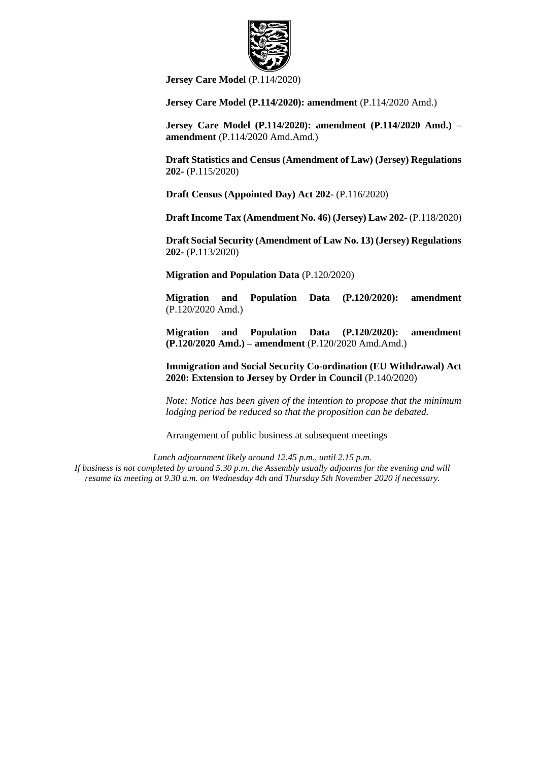**Jersey Care Model** (P.114/2020)

**Jersey Care Model (P.114/2020): amendment** (P.114/2020 Amd.)

**Jersey Care Model (P.114/2020): amendment (P.114/2020 Amd.) – amendment** (P.114/2020 Amd.Amd.)

**Draft Statistics and Census (Amendment of Law) (Jersey) Regulations 202-** (P.115/2020)

**Draft Census (Appointed Day) Act 202-** (P.116/2020)

**Draft Income Tax (Amendment No. 46) (Jersey) Law 202-** (P.118/2020)

**Draft Social Security (Amendment of Law No. 13) (Jersey) Regulations 202-** (P.113/2020)

**Migration and Population Data** (P.120/2020)

**Migration and Population Data (P.120/2020): amendment** (P.120/2020 Amd.)

**Migration and Population Data (P.120/2020): amendment (P.120/2020 Amd.) – amendment** (P.120/2020 Amd.Amd.)

**Immigration and Social Security Co-ordination (EU Withdrawal) Act 2020: Extension to Jersey by Order in Council** (P.140/2020)

*Note: Notice has been given of the intention to propose that the minimum lodging period be reduced so that the proposition can be debated.*

Arrangement of public business at subsequent meetings

*Lunch adjournment likely around 12.45 p.m., until 2.15 p.m.*
*If business is not completed by around 5.30 p.m. the Assembly usually adjourns for the evening and will resume its meeting at 9.30 a.m. on Wednesday 4th and Thursday 5th November 2020 if necessary.*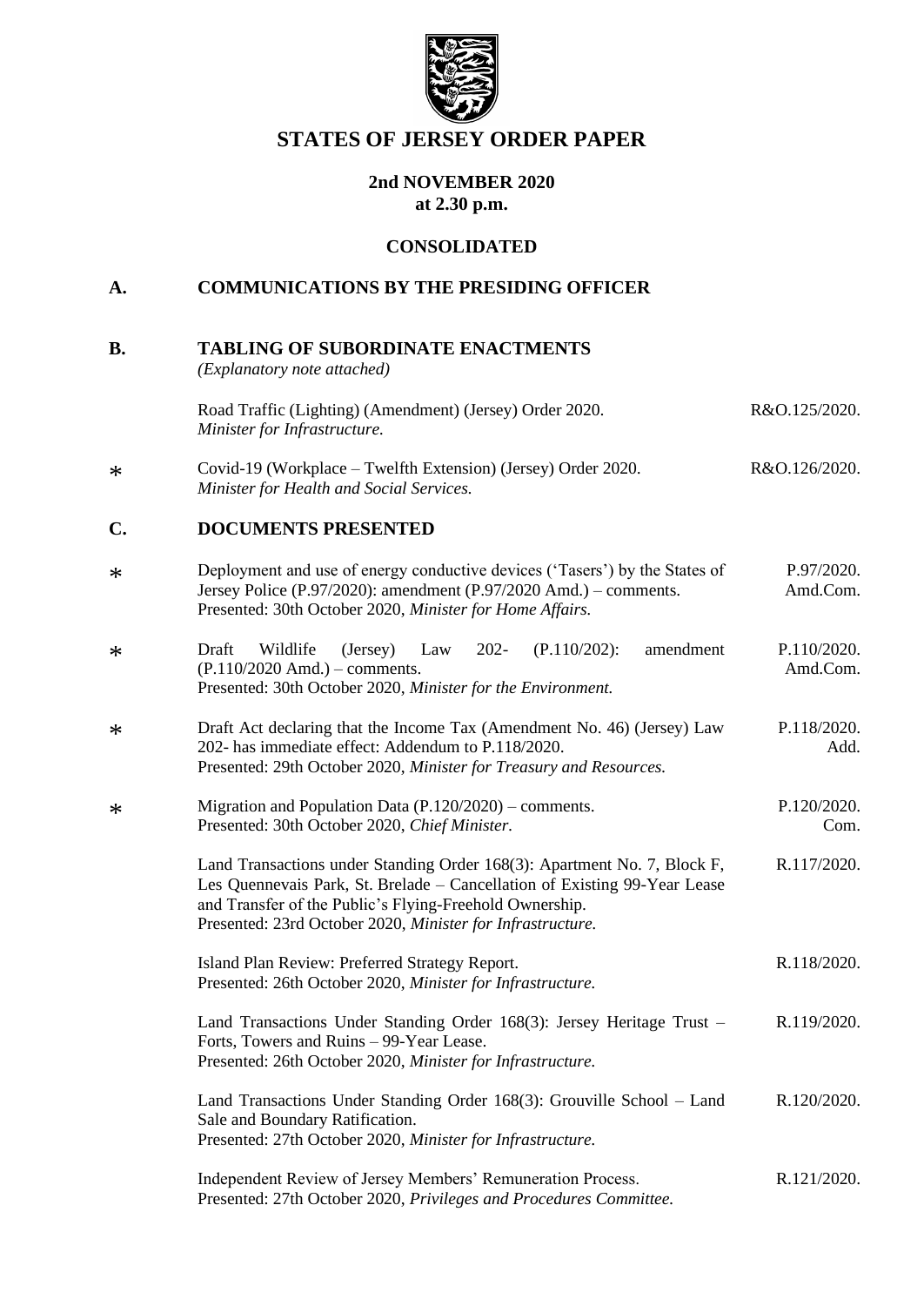# STATES OF JERSEY ORDER PAPER

**2nd NOVEMBER 2020**
**at 2.30 p.m.**

**CONSOLIDATED**

## A. COMMUNICATIONS BY THE PRESIDING OFFICER

## B. TABLING OF SUBORDINATE ENACTMENTS

*(Explanatory note attached)*

| | | |
|---|---|---|
| | Road Traffic (Lighting) (Amendment) (Jersey) Order 2020. *Minister for Infrastructure.* | R&O.125/2020. |
| * | Covid-19 (Workplace – Twelfth Extension) (Jersey) Order 2020. *Minister for Health and Social Services.* | R&O.126/2020. |

## C. DOCUMENTS PRESENTED

| | | |
|---|---|---|
| * | Deployment and use of energy conductive devices ('Tasers') by the States of Jersey Police (P.97/2020): amendment (P.97/2020 Amd.) – comments. Presented: 30th October 2020, *Minister for Home Affairs.* | P.97/2020. Amd.Com. |
| * | Draft Wildlife (Jersey) Law 202- (P.110/202): amendment (P.110/2020 Amd.) – comments. Presented: 30th October 2020, *Minister for the Environment.* | P.110/2020. Amd.Com. |
| * | Draft Act declaring that the Income Tax (Amendment No. 46) (Jersey) Law 202- has immediate effect: Addendum to P.118/2020. Presented: 29th October 2020, *Minister for Treasury and Resources.* | P.118/2020. Add. |
| * | Migration and Population Data (P.120/2020) – comments. Presented: 30th October 2020, *Chief Minister.* | P.120/2020. Com. |
| | Land Transactions under Standing Order 168(3): Apartment No. 7, Block F, Les Quennevais Park, St. Brelade – Cancellation of Existing 99-Year Lease and Transfer of the Public's Flying-Freehold Ownership. Presented: 23rd October 2020, *Minister for Infrastructure.* | R.117/2020. |
| | Island Plan Review: Preferred Strategy Report. Presented: 26th October 2020, *Minister for Infrastructure.* | R.118/2020. |
| | Land Transactions Under Standing Order 168(3): Jersey Heritage Trust – Forts, Towers and Ruins – 99-Year Lease. Presented: 26th October 2020, *Minister for Infrastructure.* | R.119/2020. |
| | Land Transactions Under Standing Order 168(3): Grouville School – Land Sale and Boundary Ratification. Presented: 27th October 2020, *Minister for Infrastructure.* | R.120/2020. |
| | Independent Review of Jersey Members' Remuneration Process. Presented: 27th October 2020, *Privileges and Procedures Committee.* | R.121/2020. |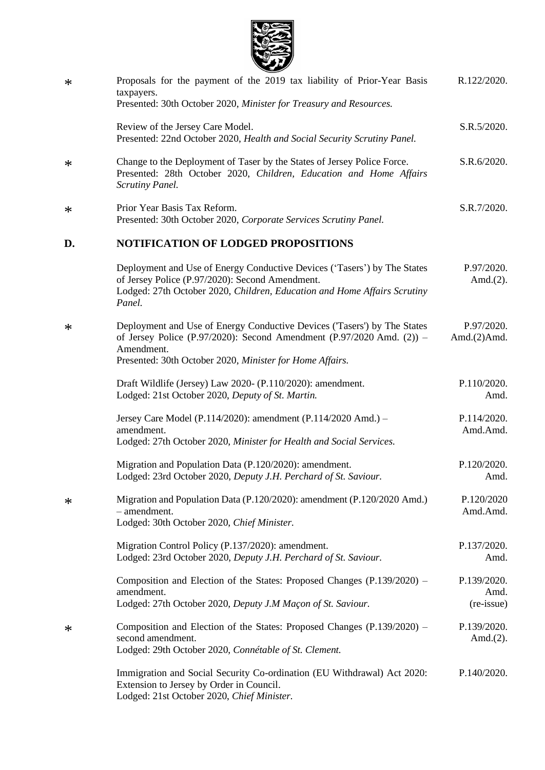| | | |
|---|---|---|
| * | Proposals for the payment of the 2019 tax liability of Prior-Year Basis taxpayers.<br>Presented: 30th October 2020, *Minister for Treasury and Resources.* | R.122/2020. |
| | Review of the Jersey Care Model.<br>Presented: 22nd October 2020, *Health and Social Security Scrutiny Panel.* | S.R.5/2020. |
| * | Change to the Deployment of Taser by the States of Jersey Police Force.<br>Presented: 28th October 2020, *Children, Education and Home Affairs Scrutiny Panel.* | S.R.6/2020. |
| * | Prior Year Basis Tax Reform.<br>Presented: 30th October 2020, *Corporate Services Scrutiny Panel.* | S.R.7/2020. |

## D. NOTIFICATION OF LODGED PROPOSITIONS

| | | |
|---|---|---|
| | Deployment and Use of Energy Conductive Devices ('Tasers') by The States of Jersey Police (P.97/2020): Second Amendment.<br>Lodged: 27th October 2020, *Children, Education and Home Affairs Scrutiny Panel.* | P.97/2020. Amd.(2). |
| * | Deployment and Use of Energy Conductive Devices ('Tasers') by The States of Jersey Police (P.97/2020): Second Amendment (P.97/2020 Amd. (2)) – Amendment.<br>Presented: 30th October 2020, *Minister for Home Affairs.* | P.97/2020. Amd.(2)Amd. |
| | Draft Wildlife (Jersey) Law 2020- (P.110/2020): amendment.<br>Lodged: 21st October 2020, *Deputy of St. Martin.* | P.110/2020. Amd. |
| | Jersey Care Model (P.114/2020): amendment (P.114/2020 Amd.) – amendment.<br>Lodged: 27th October 2020, *Minister for Health and Social Services.* | P.114/2020. Amd.Amd. |
| | Migration and Population Data (P.120/2020): amendment.<br>Lodged: 23rd October 2020, *Deputy J.H. Perchard of St. Saviour.* | P.120/2020. Amd. |
| * | Migration and Population Data (P.120/2020): amendment (P.120/2020 Amd.) – amendment.<br>Lodged: 30th October 2020, *Chief Minister.* | P.120/2020 Amd.Amd. |
| | Migration Control Policy (P.137/2020): amendment.<br>Lodged: 23rd October 2020, *Deputy J.H. Perchard of St. Saviour.* | P.137/2020. Amd. |
| | Composition and Election of the States: Proposed Changes (P.139/2020) – amendment.<br>Lodged: 27th October 2020, *Deputy J.M Maçon of St. Saviour.* | P.139/2020. Amd. (re-issue) |
| * | Composition and Election of the States: Proposed Changes (P.139/2020) – second amendment.<br>Lodged: 29th October 2020, *Connétable of St. Clement.* | P.139/2020. Amd.(2). |
| | Immigration and Social Security Co-ordination (EU Withdrawal) Act 2020: Extension to Jersey by Order in Council.<br>Lodged: 21st October 2020, *Chief Minister.* | P.140/2020. |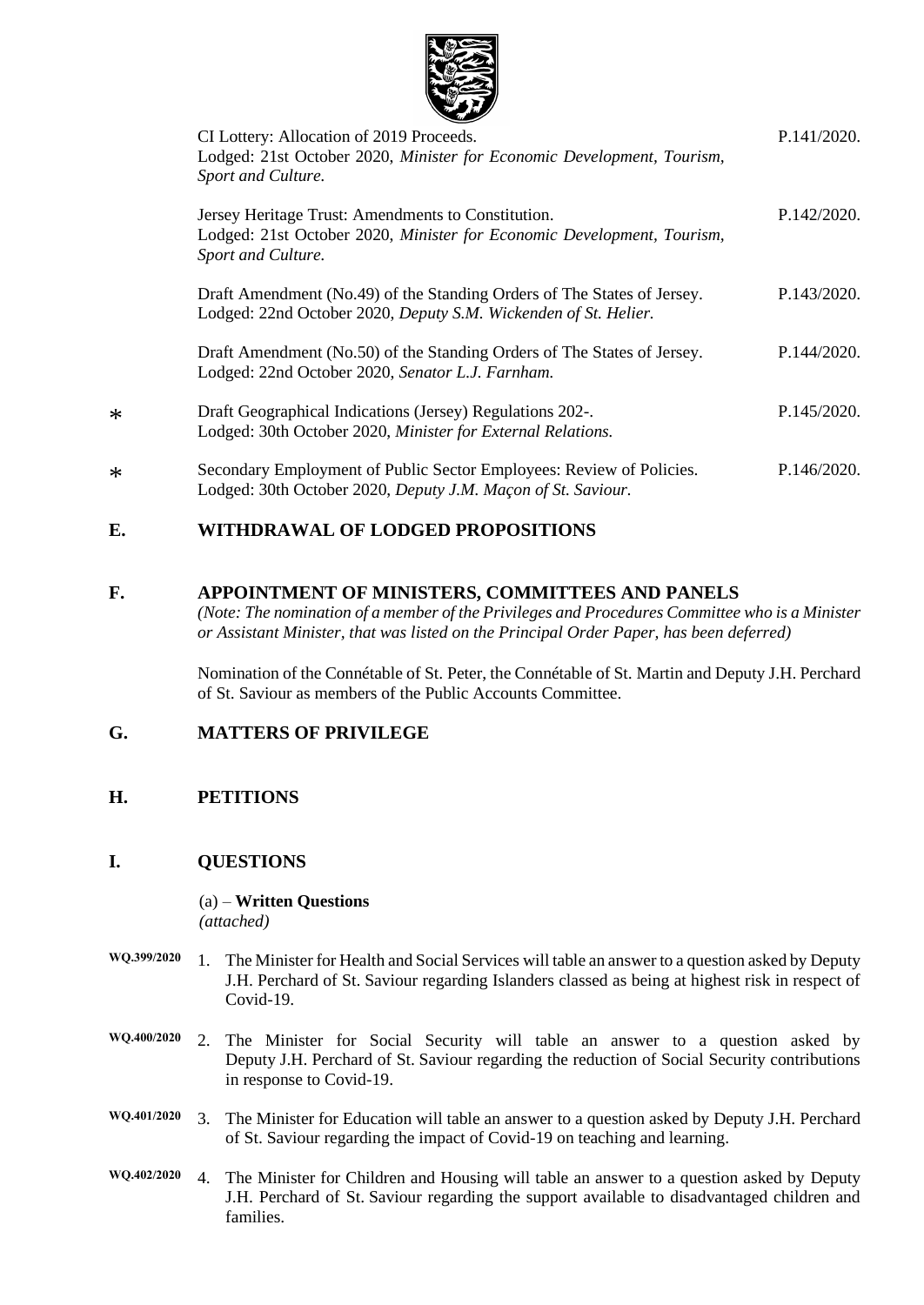CI Lottery: Allocation of 2019 Proceeds. P.141/2020.
Lodged: 21st October 2020, *Minister for Economic Development, Tourism, Sport and Culture.*

Jersey Heritage Trust: Amendments to Constitution. P.142/2020.
Lodged: 21st October 2020, *Minister for Economic Development, Tourism, Sport and Culture.*

Draft Amendment (No.49) of the Standing Orders of The States of Jersey. P.143/2020.
Lodged: 22nd October 2020, *Deputy S.M. Wickenden of St. Helier.*

Draft Amendment (No.50) of the Standing Orders of The States of Jersey. P.144/2020.
Lodged: 22nd October 2020, *Senator L.J. Farnham.*

\* Draft Geographical Indications (Jersey) Regulations 202-. P.145/2020.
Lodged: 30th October 2020, *Minister for External Relations.*

\* Secondary Employment of Public Sector Employees: Review of Policies. P.146/2020.
Lodged: 30th October 2020, *Deputy J.M. Maçon of St. Saviour.*

## E. WITHDRAWAL OF LODGED PROPOSITIONS

## F. APPOINTMENT OF MINISTERS, COMMITTEES AND PANELS

*(Note: The nomination of a member of the Privileges and Procedures Committee who is a Minister or Assistant Minister, that was listed on the Principal Order Paper, has been deferred)*

Nomination of the Connétable of St. Peter, the Connétable of St. Martin and Deputy J.H. Perchard of St. Saviour as members of the Public Accounts Committee.

## G. MATTERS OF PRIVILEGE

## H. PETITIONS

## I. QUESTIONS

(a) – **Written Questions**
*(attached)*

WQ.399/2020 1. The Minister for Health and Social Services will table an answer to a question asked by Deputy J.H. Perchard of St. Saviour regarding Islanders classed as being at highest risk in respect of Covid-19.

WQ.400/2020 2. The Minister for Social Security will table an answer to a question asked by Deputy J.H. Perchard of St. Saviour regarding the reduction of Social Security contributions in response to Covid-19.

WQ.401/2020 3. The Minister for Education will table an answer to a question asked by Deputy J.H. Perchard of St. Saviour regarding the impact of Covid-19 on teaching and learning.

WQ.402/2020 4. The Minister for Children and Housing will table an answer to a question asked by Deputy J.H. Perchard of St. Saviour regarding the support available to disadvantaged children and families.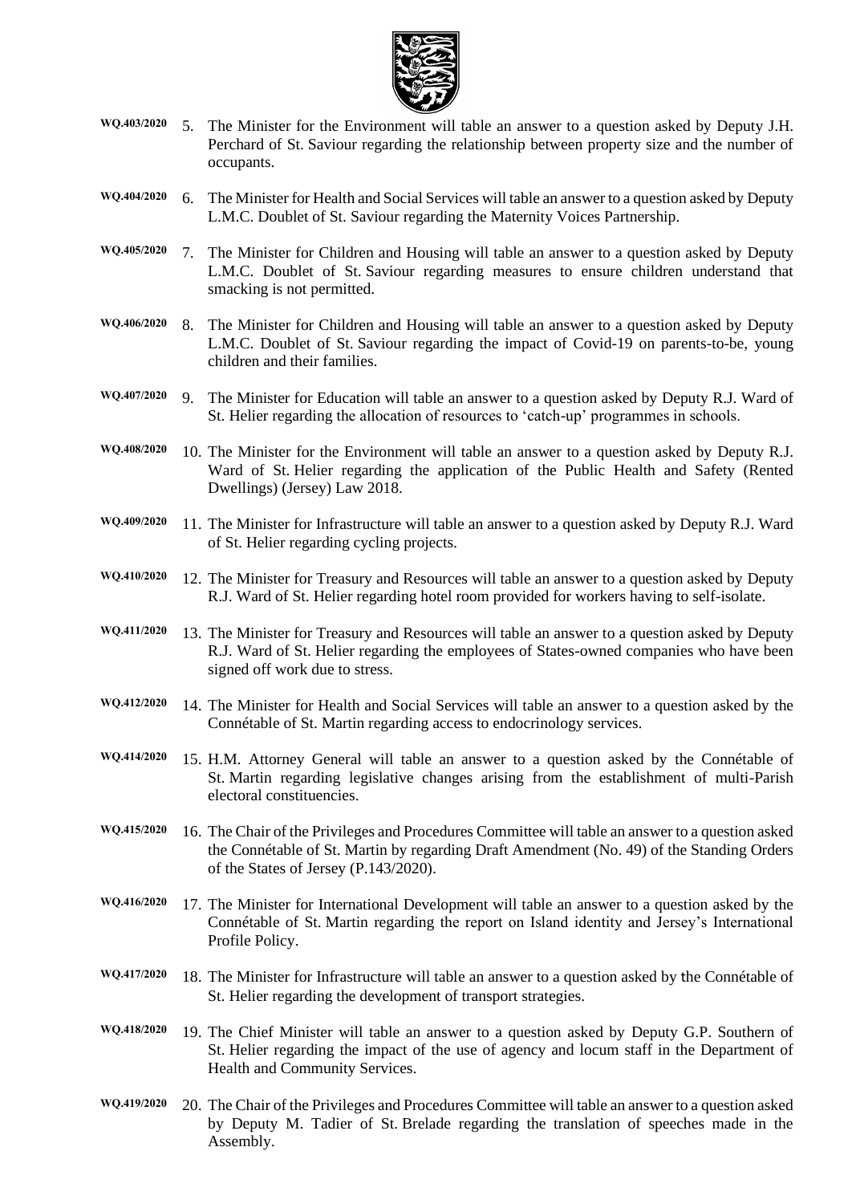WQ.403/2020 5. The Minister for the Environment will table an answer to a question asked by Deputy J.H. Perchard of St. Saviour regarding the relationship between property size and the number of occupants.

WQ.404/2020 6. The Minister for Health and Social Services will table an answer to a question asked by Deputy L.M.C. Doublet of St. Saviour regarding the Maternity Voices Partnership.

WQ.405/2020 7. The Minister for Children and Housing will table an answer to a question asked by Deputy L.M.C. Doublet of St. Saviour regarding measures to ensure children understand that smacking is not permitted.

WQ.406/2020 8. The Minister for Children and Housing will table an answer to a question asked by Deputy L.M.C. Doublet of St. Saviour regarding the impact of Covid-19 on parents-to-be, young children and their families.

WQ.407/2020 9. The Minister for Education will table an answer to a question asked by Deputy R.J. Ward of St. Helier regarding the allocation of resources to 'catch-up' programmes in schools.

WQ.408/2020 10. The Minister for the Environment will table an answer to a question asked by Deputy R.J. Ward of St. Helier regarding the application of the Public Health and Safety (Rented Dwellings) (Jersey) Law 2018.

WQ.409/2020 11. The Minister for Infrastructure will table an answer to a question asked by Deputy R.J. Ward of St. Helier regarding cycling projects.

WQ.410/2020 12. The Minister for Treasury and Resources will table an answer to a question asked by Deputy R.J. Ward of St. Helier regarding hotel room provided for workers having to self-isolate.

WQ.411/2020 13. The Minister for Treasury and Resources will table an answer to a question asked by Deputy R.J. Ward of St. Helier regarding the employees of States-owned companies who have been signed off work due to stress.

WQ.412/2020 14. The Minister for Health and Social Services will table an answer to a question asked by the Connétable of St. Martin regarding access to endocrinology services.

WQ.414/2020 15. H.M. Attorney General will table an answer to a question asked by the Connétable of St. Martin regarding legislative changes arising from the establishment of multi-Parish electoral constituencies.

WQ.415/2020 16. The Chair of the Privileges and Procedures Committee will table an answer to a question asked the Connétable of St. Martin by regarding Draft Amendment (No. 49) of the Standing Orders of the States of Jersey (P.143/2020).

WQ.416/2020 17. The Minister for International Development will table an answer to a question asked by the Connétable of St. Martin regarding the report on Island identity and Jersey's International Profile Policy.

WQ.417/2020 18. The Minister for Infrastructure will table an answer to a question asked by the Connétable of St. Helier regarding the development of transport strategies.

WQ.418/2020 19. The Chief Minister will table an answer to a question asked by Deputy G.P. Southern of St. Helier regarding the impact of the use of agency and locum staff in the Department of Health and Community Services.

WQ.419/2020 20. The Chair of the Privileges and Procedures Committee will table an answer to a question asked by Deputy M. Tadier of St. Brelade regarding the translation of speeches made in the Assembly.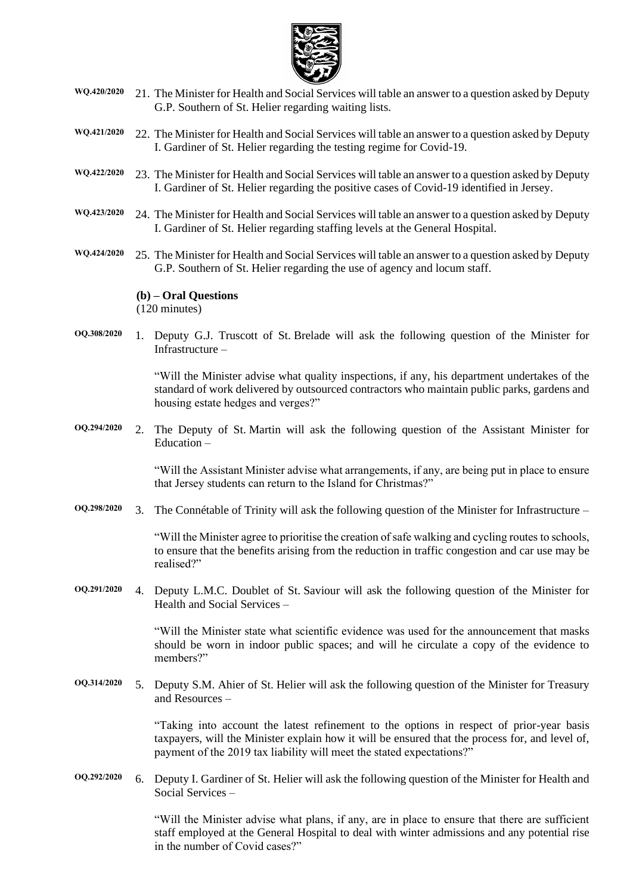WQ.420/2020 21. The Minister for Health and Social Services will table an answer to a question asked by Deputy G.P. Southern of St. Helier regarding waiting lists.

WQ.421/2020 22. The Minister for Health and Social Services will table an answer to a question asked by Deputy I. Gardiner of St. Helier regarding the testing regime for Covid-19.

WQ.422/2020 23. The Minister for Health and Social Services will table an answer to a question asked by Deputy I. Gardiner of St. Helier regarding the positive cases of Covid-19 identified in Jersey.

WQ.423/2020 24. The Minister for Health and Social Services will table an answer to a question asked by Deputy I. Gardiner of St. Helier regarding staffing levels at the General Hospital.

WQ.424/2020 25. The Minister for Health and Social Services will table an answer to a question asked by Deputy G.P. Southern of St. Helier regarding the use of agency and locum staff.

**(b) – Oral Questions**
(120 minutes)

OQ.308/2020 1. Deputy G.J. Truscott of St. Brelade will ask the following question of the Minister for Infrastructure –

"Will the Minister advise what quality inspections, if any, his department undertakes of the standard of work delivered by outsourced contractors who maintain public parks, gardens and housing estate hedges and verges?"

OQ.294/2020 2. The Deputy of St. Martin will ask the following question of the Assistant Minister for Education –

"Will the Assistant Minister advise what arrangements, if any, are being put in place to ensure that Jersey students can return to the Island for Christmas?"

OQ.298/2020 3. The Connétable of Trinity will ask the following question of the Minister for Infrastructure –

"Will the Minister agree to prioritise the creation of safe walking and cycling routes to schools, to ensure that the benefits arising from the reduction in traffic congestion and car use may be realised?"

OQ.291/2020 4. Deputy L.M.C. Doublet of St. Saviour will ask the following question of the Minister for Health and Social Services –

"Will the Minister state what scientific evidence was used for the announcement that masks should be worn in indoor public spaces; and will he circulate a copy of the evidence to members?"

OQ.314/2020 5. Deputy S.M. Ahier of St. Helier will ask the following question of the Minister for Treasury and Resources –

"Taking into account the latest refinement to the options in respect of prior-year basis taxpayers, will the Minister explain how it will be ensured that the process for, and level of, payment of the 2019 tax liability will meet the stated expectations?"

OQ.292/2020 6. Deputy I. Gardiner of St. Helier will ask the following question of the Minister for Health and Social Services –

"Will the Minister advise what plans, if any, are in place to ensure that there are sufficient staff employed at the General Hospital to deal with winter admissions and any potential rise in the number of Covid cases?"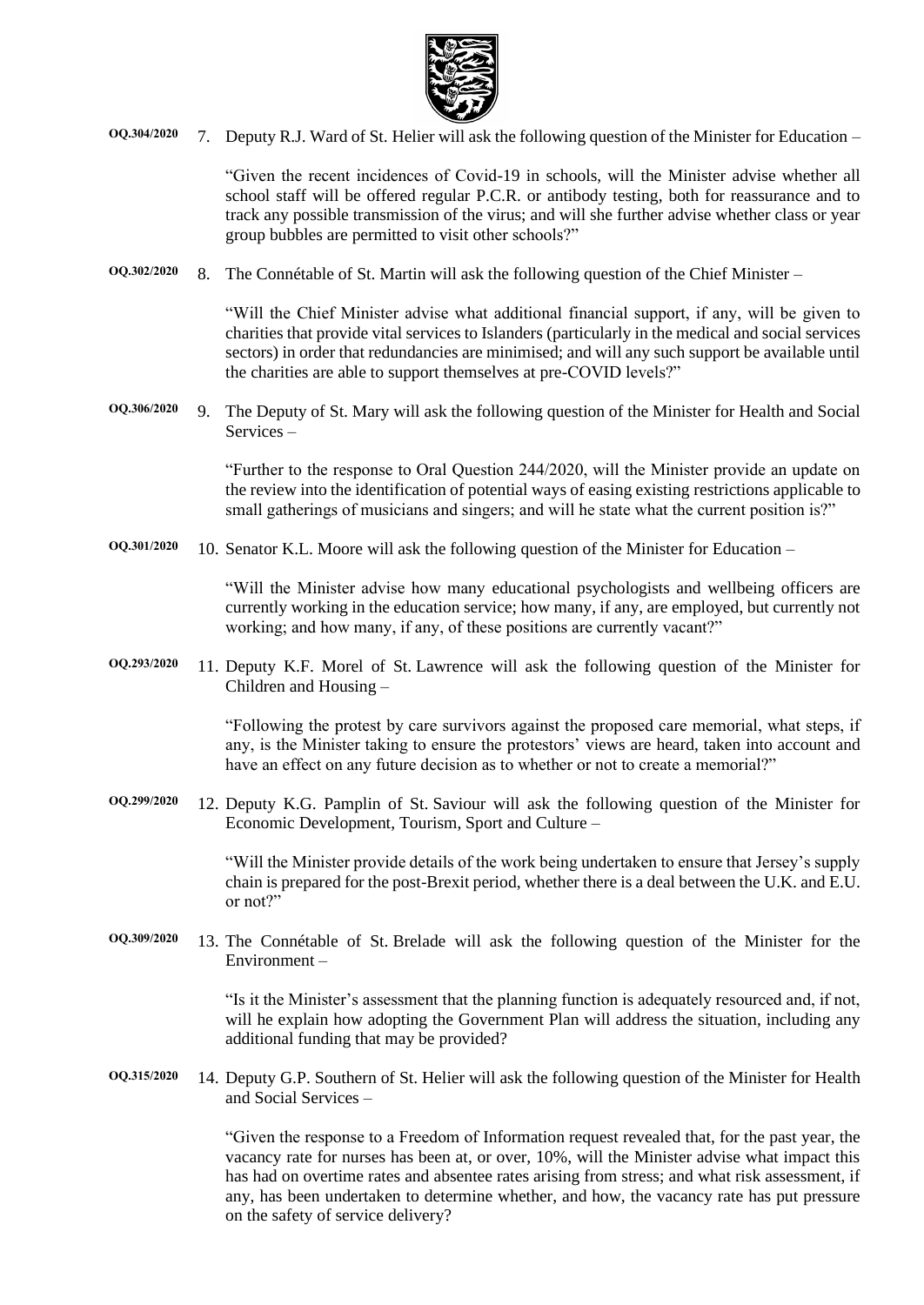**OQ.304/2020** 7. Deputy R.J. Ward of St. Helier will ask the following question of the Minister for Education –

"Given the recent incidences of Covid-19 in schools, will the Minister advise whether all school staff will be offered regular P.C.R. or antibody testing, both for reassurance and to track any possible transmission of the virus; and will she further advise whether class or year group bubbles are permitted to visit other schools?"

**OQ.302/2020** 8. The Connétable of St. Martin will ask the following question of the Chief Minister –

"Will the Chief Minister advise what additional financial support, if any, will be given to charities that provide vital services to Islanders (particularly in the medical and social services sectors) in order that redundancies are minimised; and will any such support be available until the charities are able to support themselves at pre-COVID levels?"

**OQ.306/2020** 9. The Deputy of St. Mary will ask the following question of the Minister for Health and Social Services –

"Further to the response to Oral Question 244/2020, will the Minister provide an update on the review into the identification of potential ways of easing existing restrictions applicable to small gatherings of musicians and singers; and will he state what the current position is?"

**OQ.301/2020** 10. Senator K.L. Moore will ask the following question of the Minister for Education –

"Will the Minister advise how many educational psychologists and wellbeing officers are currently working in the education service; how many, if any, are employed, but currently not working; and how many, if any, of these positions are currently vacant?"

**OQ.293/2020** 11. Deputy K.F. Morel of St. Lawrence will ask the following question of the Minister for Children and Housing –

"Following the protest by care survivors against the proposed care memorial, what steps, if any, is the Minister taking to ensure the protestors' views are heard, taken into account and have an effect on any future decision as to whether or not to create a memorial?"

**OQ.299/2020** 12. Deputy K.G. Pamplin of St. Saviour will ask the following question of the Minister for Economic Development, Tourism, Sport and Culture –

"Will the Minister provide details of the work being undertaken to ensure that Jersey's supply chain is prepared for the post-Brexit period, whether there is a deal between the U.K. and E.U. or not?"

**OQ.309/2020** 13. The Connétable of St. Brelade will ask the following question of the Minister for the Environment –

"Is it the Minister's assessment that the planning function is adequately resourced and, if not, will he explain how adopting the Government Plan will address the situation, including any additional funding that may be provided?

**OQ.315/2020** 14. Deputy G.P. Southern of St. Helier will ask the following question of the Minister for Health and Social Services –

"Given the response to a Freedom of Information request revealed that, for the past year, the vacancy rate for nurses has been at, or over, 10%, will the Minister advise what impact this has had on overtime rates and absentee rates arising from stress; and what risk assessment, if any, has been undertaken to determine whether, and how, the vacancy rate has put pressure on the safety of service delivery?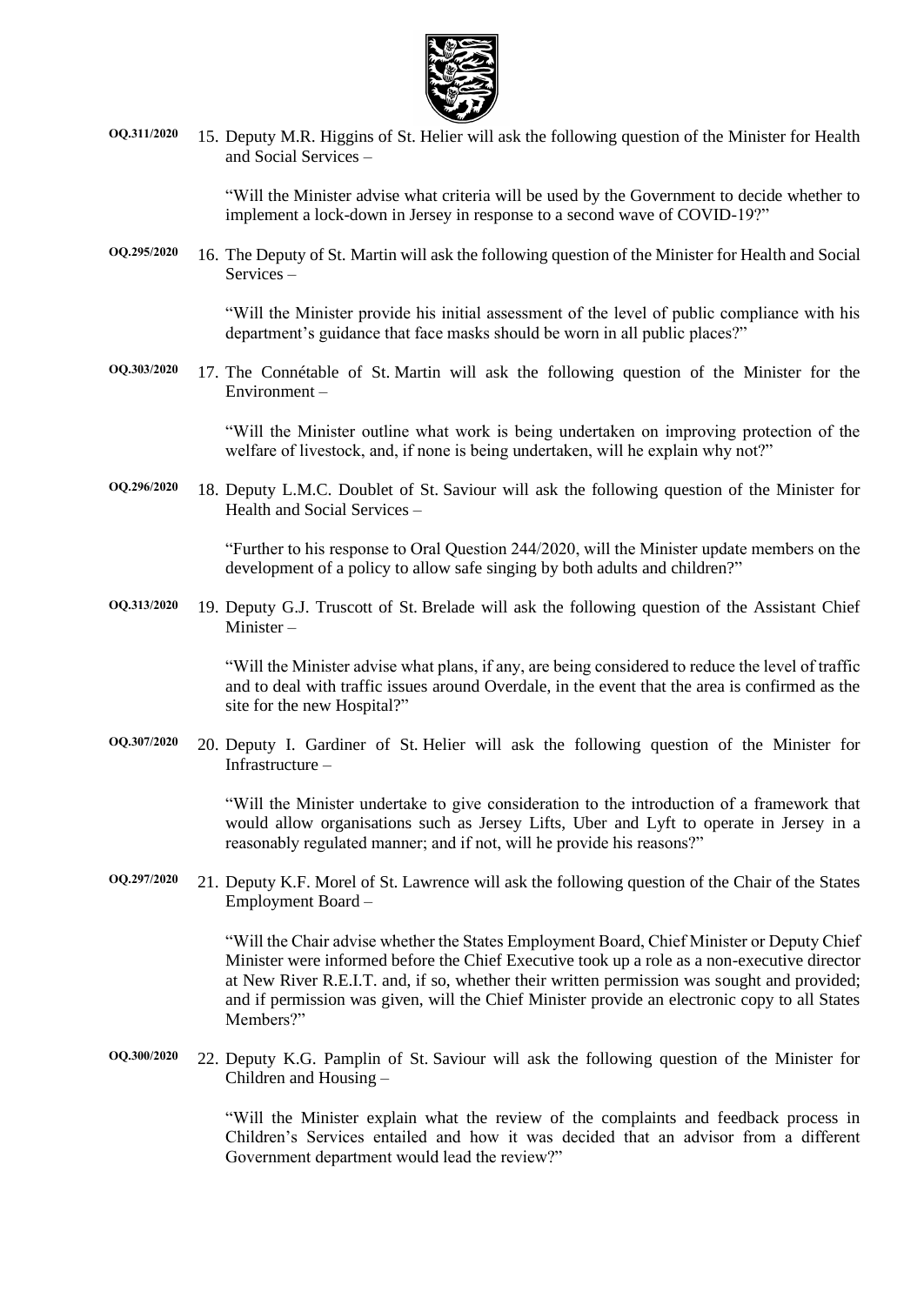**OQ.311/2020** 15. Deputy M.R. Higgins of St. Helier will ask the following question of the Minister for Health and Social Services –

"Will the Minister advise what criteria will be used by the Government to decide whether to implement a lock-down in Jersey in response to a second wave of COVID-19?"

**OQ.295/2020** 16. The Deputy of St. Martin will ask the following question of the Minister for Health and Social Services –

"Will the Minister provide his initial assessment of the level of public compliance with his department's guidance that face masks should be worn in all public places?"

**OQ.303/2020** 17. The Connétable of St. Martin will ask the following question of the Minister for the Environment –

"Will the Minister outline what work is being undertaken on improving protection of the welfare of livestock, and, if none is being undertaken, will he explain why not?"

**OQ.296/2020** 18. Deputy L.M.C. Doublet of St. Saviour will ask the following question of the Minister for Health and Social Services –

"Further to his response to Oral Question 244/2020, will the Minister update members on the development of a policy to allow safe singing by both adults and children?"

**OQ.313/2020** 19. Deputy G.J. Truscott of St. Brelade will ask the following question of the Assistant Chief Minister –

"Will the Minister advise what plans, if any, are being considered to reduce the level of traffic and to deal with traffic issues around Overdale, in the event that the area is confirmed as the site for the new Hospital?"

**OQ.307/2020** 20. Deputy I. Gardiner of St. Helier will ask the following question of the Minister for Infrastructure –

"Will the Minister undertake to give consideration to the introduction of a framework that would allow organisations such as Jersey Lifts, Uber and Lyft to operate in Jersey in a reasonably regulated manner; and if not, will he provide his reasons?"

**OQ.297/2020** 21. Deputy K.F. Morel of St. Lawrence will ask the following question of the Chair of the States Employment Board –

"Will the Chair advise whether the States Employment Board, Chief Minister or Deputy Chief Minister were informed before the Chief Executive took up a role as a non-executive director at New River R.E.I.T. and, if so, whether their written permission was sought and provided; and if permission was given, will the Chief Minister provide an electronic copy to all States Members?"

**OQ.300/2020** 22. Deputy K.G. Pamplin of St. Saviour will ask the following question of the Minister for Children and Housing –

"Will the Minister explain what the review of the complaints and feedback process in Children's Services entailed and how it was decided that an advisor from a different Government department would lead the review?"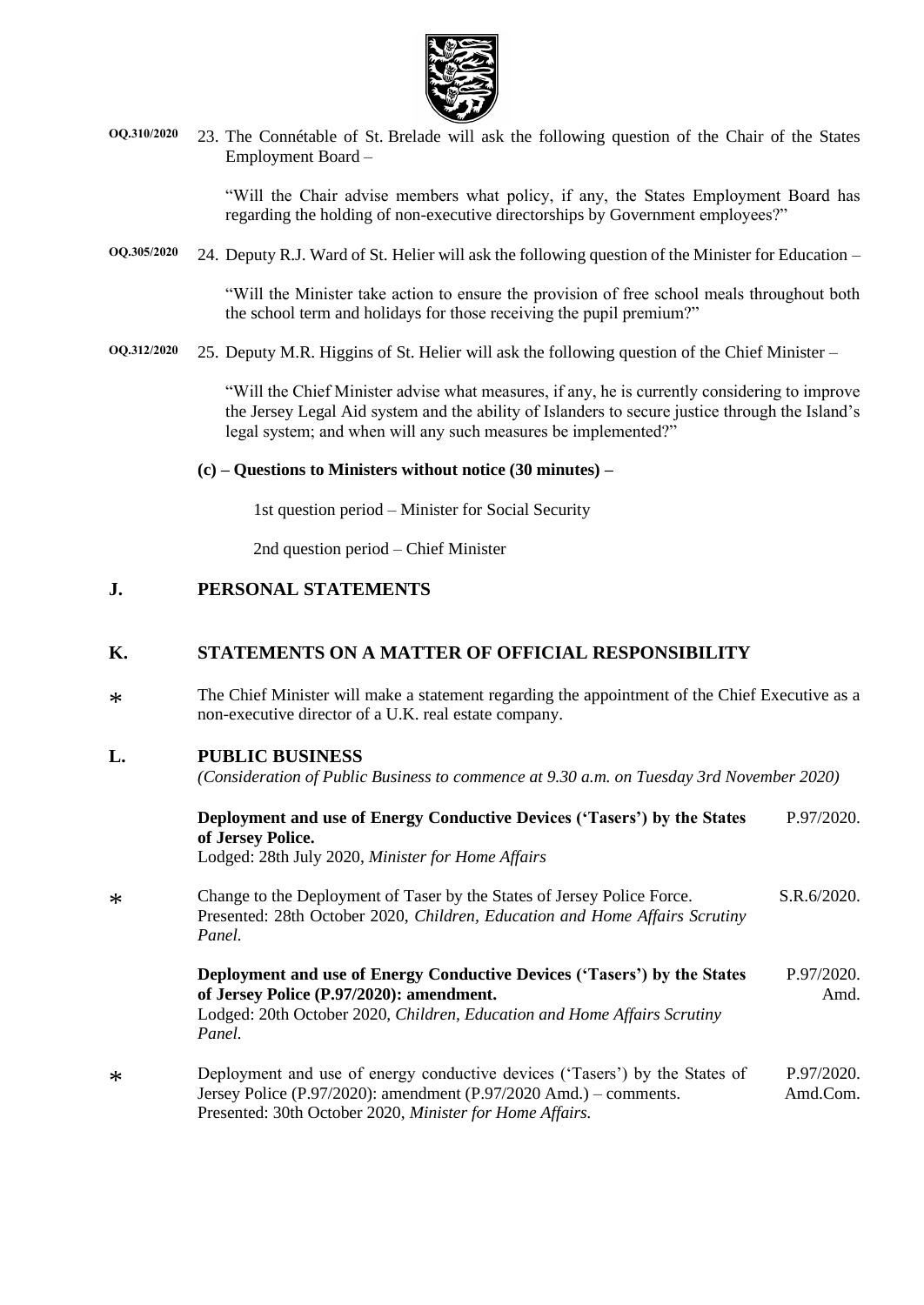OQ.310/2020 23. The Connétable of St. Brelade will ask the following question of the Chair of the States Employment Board –

"Will the Chair advise members what policy, if any, the States Employment Board has regarding the holding of non-executive directorships by Government employees?"

OQ.305/2020 24. Deputy R.J. Ward of St. Helier will ask the following question of the Minister for Education –

"Will the Minister take action to ensure the provision of free school meals throughout both the school term and holidays for those receiving the pupil premium?"

OQ.312/2020 25. Deputy M.R. Higgins of St. Helier will ask the following question of the Chief Minister –

"Will the Chief Minister advise what measures, if any, he is currently considering to improve the Jersey Legal Aid system and the ability of Islanders to secure justice through the Island's legal system; and when will any such measures be implemented?"

**(c) – Questions to Ministers without notice (30 minutes) –**

1st question period – Minister for Social Security

2nd question period – Chief Minister

## J. PERSONAL STATEMENTS

## K. STATEMENTS ON A MATTER OF OFFICIAL RESPONSIBILITY

\* The Chief Minister will make a statement regarding the appointment of the Chief Executive as a non-executive director of a U.K. real estate company.

## L. PUBLIC BUSINESS

*(Consideration of Public Business to commence at 9.30 a.m. on Tuesday 3rd November 2020)*

**Deployment and use of Energy Conductive Devices ('Tasers') by the States of Jersey Police.** P.97/2020.
Lodged: 28th July 2020, *Minister for Home Affairs*

\* Change to the Deployment of Taser by the States of Jersey Police Force. S.R.6/2020.
Presented: 28th October 2020, *Children, Education and Home Affairs Scrutiny Panel.*

**Deployment and use of Energy Conductive Devices ('Tasers') by the States of Jersey Police (P.97/2020): amendment.** P.97/2020. Amd.
Lodged: 20th October 2020, *Children, Education and Home Affairs Scrutiny Panel.*

\* Deployment and use of energy conductive devices ('Tasers') by the States of Jersey Police (P.97/2020): amendment (P.97/2020 Amd.) – comments. P.97/2020. Amd.Com.
Presented: 30th October 2020, *Minister for Home Affairs.*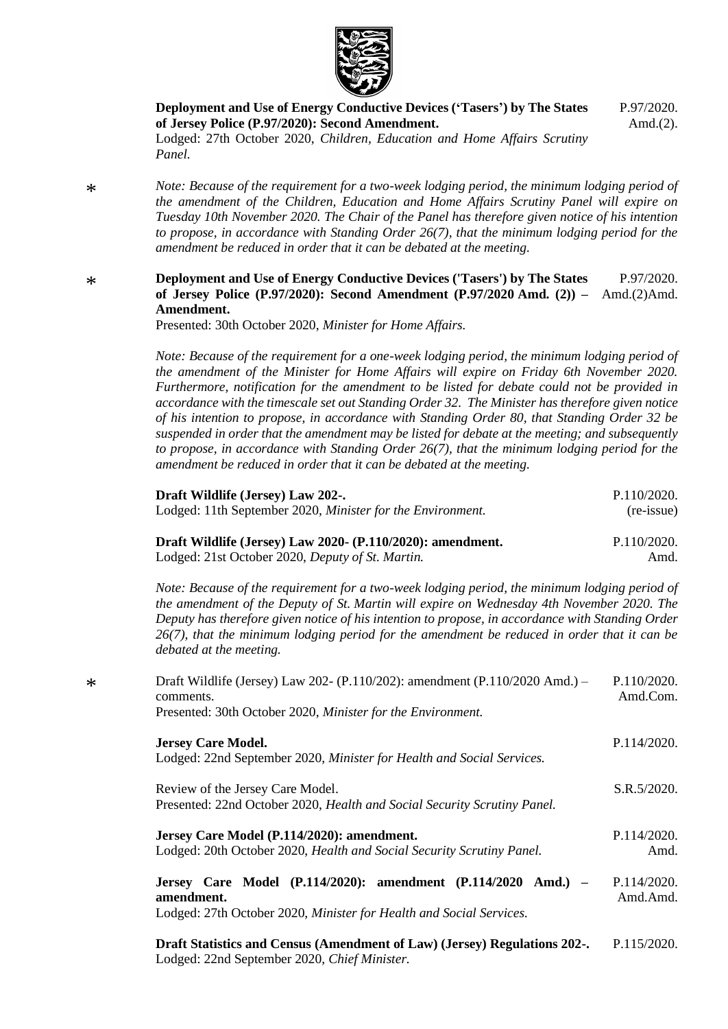**Deployment and Use of Energy Conductive Devices ('Tasers') by The States of Jersey Police (P.97/2020): Second Amendment.** P.97/2020. Amd.(2).
Lodged: 27th October 2020, *Children, Education and Home Affairs Scrutiny Panel.*

\* *Note: Because of the requirement for a two-week lodging period, the minimum lodging period of the amendment of the Children, Education and Home Affairs Scrutiny Panel will expire on Tuesday 10th November 2020. The Chair of the Panel has therefore given notice of his intention to propose, in accordance with Standing Order 26(7), that the minimum lodging period for the amendment be reduced in order that it can be debated at the meeting.*

\* **Deployment and Use of Energy Conductive Devices ('Tasers') by The States of Jersey Police (P.97/2020): Second Amendment (P.97/2020 Amd. (2)) – Amendment.** P.97/2020. Amd.(2)Amd.
Presented: 30th October 2020, *Minister for Home Affairs.*

*Note: Because of the requirement for a one-week lodging period, the minimum lodging period of the amendment of the Minister for Home Affairs will expire on Friday 6th November 2020. Furthermore, notification for the amendment to be listed for debate could not be provided in accordance with the timescale set out Standing Order 32. The Minister has therefore given notice of his intention to propose, in accordance with Standing Order 80, that Standing Order 32 be suspended in order that the amendment may be listed for debate at the meeting; and subsequently to propose, in accordance with Standing Order 26(7), that the minimum lodging period for the amendment be reduced in order that it can be debated at the meeting.*

**Draft Wildlife (Jersey) Law 202-.** P.110/2020. (re-issue)
Lodged: 11th September 2020, *Minister for the Environment.*

**Draft Wildlife (Jersey) Law 2020- (P.110/2020): amendment.** P.110/2020. Amd.
Lodged: 21st October 2020, *Deputy of St. Martin.*

*Note: Because of the requirement for a two-week lodging period, the minimum lodging period of the amendment of the Deputy of St. Martin will expire on Wednesday 4th November 2020. The Deputy has therefore given notice of his intention to propose, in accordance with Standing Order 26(7), that the minimum lodging period for the amendment be reduced in order that it can be debated at the meeting.*

\* Draft Wildlife (Jersey) Law 202- (P.110/202): amendment (P.110/2020 Amd.) – comments. P.110/2020. Amd.Com.
Presented: 30th October 2020, *Minister for the Environment.*

**Jersey Care Model.** P.114/2020.
Lodged: 22nd September 2020, *Minister for Health and Social Services.*

Review of the Jersey Care Model. S.R.5/2020.
Presented: 22nd October 2020, *Health and Social Security Scrutiny Panel.*

**Jersey Care Model (P.114/2020): amendment.** P.114/2020. Amd.
Lodged: 20th October 2020, *Health and Social Security Scrutiny Panel.*

**Jersey Care Model (P.114/2020): amendment (P.114/2020 Amd.) – amendment.** P.114/2020. Amd.Amd.
Lodged: 27th October 2020, *Minister for Health and Social Services.*

**Draft Statistics and Census (Amendment of Law) (Jersey) Regulations 202-.** P.115/2020.
Lodged: 22nd September 2020, *Chief Minister.*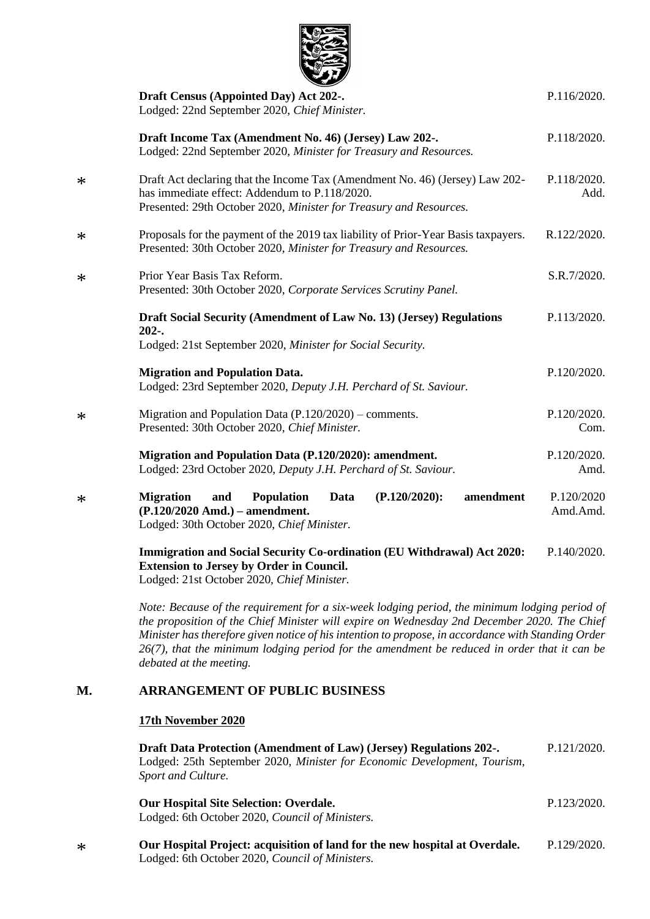**Draft Census (Appointed Day) Act 202-.** P.116/2020.
Lodged: 22nd September 2020, *Chief Minister.*

**Draft Income Tax (Amendment No. 46) (Jersey) Law 202-.** P.118/2020.
Lodged: 22nd September 2020, *Minister for Treasury and Resources.*

\* Draft Act declaring that the Income Tax (Amendment No. 46) (Jersey) Law 202- has immediate effect: Addendum to P.118/2020. P.118/2020. Add.
Presented: 29th October 2020, *Minister for Treasury and Resources.*

\* Proposals for the payment of the 2019 tax liability of Prior-Year Basis taxpayers. R.122/2020.
Presented: 30th October 2020, *Minister for Treasury and Resources.*

\* Prior Year Basis Tax Reform. S.R.7/2020.
Presented: 30th October 2020, *Corporate Services Scrutiny Panel.*

**Draft Social Security (Amendment of Law No. 13) (Jersey) Regulations 202-.** P.113/2020.
Lodged: 21st September 2020, *Minister for Social Security.*

**Migration and Population Data.** P.120/2020.
Lodged: 23rd September 2020, *Deputy J.H. Perchard of St. Saviour.*

\* Migration and Population Data (P.120/2020) – comments. P.120/2020. Com.
Presented: 30th October 2020, *Chief Minister.*

**Migration and Population Data (P.120/2020): amendment.** P.120/2020. Amd.
Lodged: 23rd October 2020, *Deputy J.H. Perchard of St. Saviour.*

\* **Migration and Population Data (P.120/2020): amendment (P.120/2020 Amd.) – amendment.** P.120/2020 Amd.Amd.
Lodged: 30th October 2020, *Chief Minister.*

**Immigration and Social Security Co-ordination (EU Withdrawal) Act 2020: Extension to Jersey by Order in Council.** P.140/2020.
Lodged: 21st October 2020, *Chief Minister.*

*Note: Because of the requirement for a six-week lodging period, the minimum lodging period of the proposition of the Chief Minister will expire on Wednesday 2nd December 2020. The Chief Minister has therefore given notice of his intention to propose, in accordance with Standing Order 26(7), that the minimum lodging period for the amendment be reduced in order that it can be debated at the meeting.*

## M. ARRANGEMENT OF PUBLIC BUSINESS

**17th November 2020**

**Draft Data Protection (Amendment of Law) (Jersey) Regulations 202-.** P.121/2020.
Lodged: 25th September 2020, *Minister for Economic Development, Tourism, Sport and Culture.*

**Our Hospital Site Selection: Overdale.** P.123/2020.
Lodged: 6th October 2020, *Council of Ministers.*

\* **Our Hospital Project: acquisition of land for the new hospital at Overdale.** P.129/2020.
Lodged: 6th October 2020, *Council of Ministers.*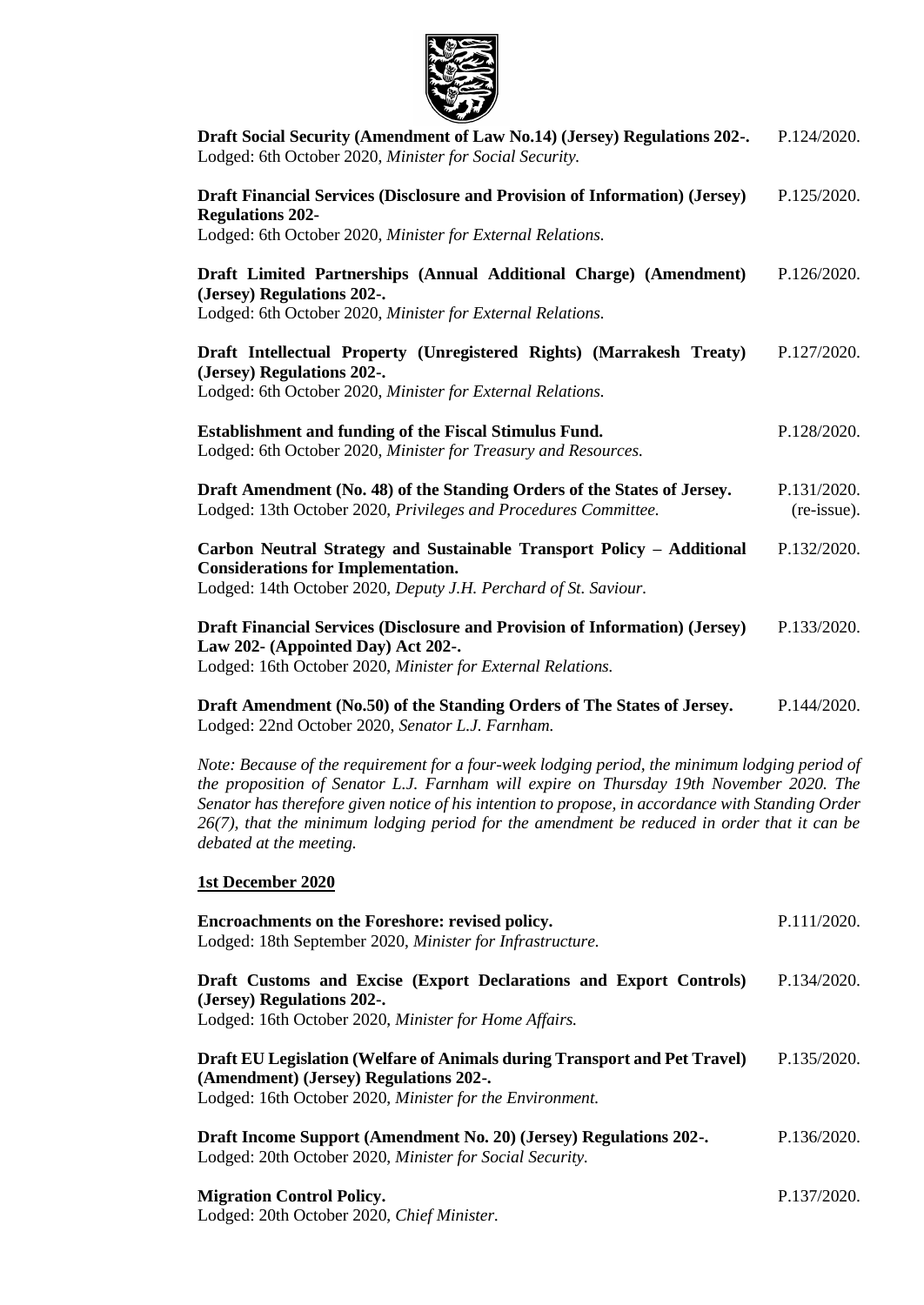**Draft Social Security (Amendment of Law No.14) (Jersey) Regulations 202-.** P.124/2020.
Lodged: 6th October 2020, *Minister for Social Security.*

**Draft Financial Services (Disclosure and Provision of Information) (Jersey) Regulations 202-** P.125/2020.
Lodged: 6th October 2020, *Minister for External Relations.*

**Draft Limited Partnerships (Annual Additional Charge) (Amendment) (Jersey) Regulations 202-.** P.126/2020.
Lodged: 6th October 2020, *Minister for External Relations.*

**Draft Intellectual Property (Unregistered Rights) (Marrakesh Treaty) (Jersey) Regulations 202-.** P.127/2020.
Lodged: 6th October 2020, *Minister for External Relations.*

**Establishment and funding of the Fiscal Stimulus Fund.** P.128/2020.
Lodged: 6th October 2020, *Minister for Treasury and Resources.*

**Draft Amendment (No. 48) of the Standing Orders of the States of Jersey.** P.131/2020. (re-issue).
Lodged: 13th October 2020, *Privileges and Procedures Committee.*

**Carbon Neutral Strategy and Sustainable Transport Policy – Additional Considerations for Implementation.** P.132/2020.
Lodged: 14th October 2020, *Deputy J.H. Perchard of St. Saviour.*

**Draft Financial Services (Disclosure and Provision of Information) (Jersey) Law 202- (Appointed Day) Act 202-.** P.133/2020.
Lodged: 16th October 2020, *Minister for External Relations.*

**Draft Amendment (No.50) of the Standing Orders of The States of Jersey.** P.144/2020.
Lodged: 22nd October 2020, *Senator L.J. Farnham.*

*Note: Because of the requirement for a four-week lodging period, the minimum lodging period of the proposition of Senator L.J. Farnham will expire on Thursday 19th November 2020. The Senator has therefore given notice of his intention to propose, in accordance with Standing Order 26(7), that the minimum lodging period for the amendment be reduced in order that it can be debated at the meeting.*

**1st December 2020**

**Encroachments on the Foreshore: revised policy.** P.111/2020.
Lodged: 18th September 2020, *Minister for Infrastructure.*

**Draft Customs and Excise (Export Declarations and Export Controls) (Jersey) Regulations 202-.** P.134/2020.
Lodged: 16th October 2020, *Minister for Home Affairs.*

**Draft EU Legislation (Welfare of Animals during Transport and Pet Travel) (Amendment) (Jersey) Regulations 202-.** P.135/2020.
Lodged: 16th October 2020, *Minister for the Environment.*

**Draft Income Support (Amendment No. 20) (Jersey) Regulations 202-.** P.136/2020.
Lodged: 20th October 2020, *Minister for Social Security.*

**Migration Control Policy.** P.137/2020.
Lodged: 20th October 2020, *Chief Minister.*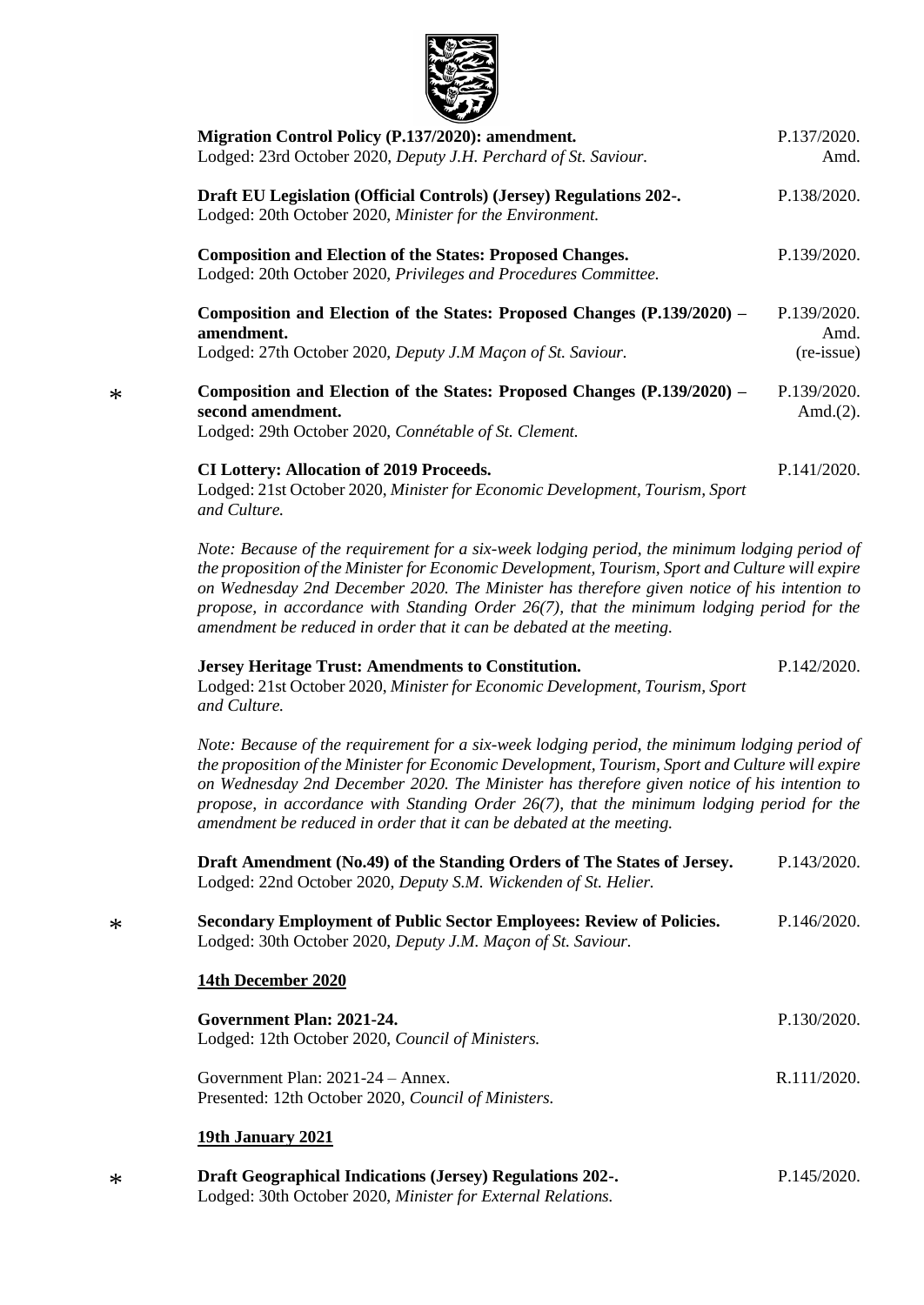**Migration Control Policy (P.137/2020): amendment.** P.137/2020. Amd.
Lodged: 23rd October 2020, *Deputy J.H. Perchard of St. Saviour.*

**Draft EU Legislation (Official Controls) (Jersey) Regulations 202-.** P.138/2020.
Lodged: 20th October 2020, *Minister for the Environment.*

**Composition and Election of the States: Proposed Changes.** P.139/2020.
Lodged: 20th October 2020, *Privileges and Procedures Committee.*

**Composition and Election of the States: Proposed Changes (P.139/2020) – amendment.** P.139/2020. Amd. (re-issue)
Lodged: 27th October 2020, *Deputy J.M Maçon of St. Saviour.*

\* **Composition and Election of the States: Proposed Changes (P.139/2020) – second amendment.** P.139/2020. Amd.(2).
Lodged: 29th October 2020, *Connétable of St. Clement.*

**CI Lottery: Allocation of 2019 Proceeds.** P.141/2020.
Lodged: 21st October 2020, *Minister for Economic Development, Tourism, Sport and Culture.*

*Note: Because of the requirement for a six-week lodging period, the minimum lodging period of the proposition of the Minister for Economic Development, Tourism, Sport and Culture will expire on Wednesday 2nd December 2020. The Minister has therefore given notice of his intention to propose, in accordance with Standing Order 26(7), that the minimum lodging period for the amendment be reduced in order that it can be debated at the meeting.*

**Jersey Heritage Trust: Amendments to Constitution.** P.142/2020.
Lodged: 21st October 2020, *Minister for Economic Development, Tourism, Sport and Culture.*

*Note: Because of the requirement for a six-week lodging period, the minimum lodging period of the proposition of the Minister for Economic Development, Tourism, Sport and Culture will expire on Wednesday 2nd December 2020. The Minister has therefore given notice of his intention to propose, in accordance with Standing Order 26(7), that the minimum lodging period for the amendment be reduced in order that it can be debated at the meeting.*

**Draft Amendment (No.49) of the Standing Orders of The States of Jersey.** P.143/2020.
Lodged: 22nd October 2020, *Deputy S.M. Wickenden of St. Helier.*

\* **Secondary Employment of Public Sector Employees: Review of Policies.** P.146/2020.
Lodged: 30th October 2020, *Deputy J.M. Maçon of St. Saviour.*

**<u>14th December 2020</u>**

**Government Plan: 2021-24.** P.130/2020.
Lodged: 12th October 2020, *Council of Ministers.*

Government Plan: 2021-24 – Annex. R.111/2020.
Presented: 12th October 2020, *Council of Ministers.*

**<u>19th January 2021</u>**

\* **Draft Geographical Indications (Jersey) Regulations 202-.** P.145/2020.
Lodged: 30th October 2020, *Minister for External Relations.*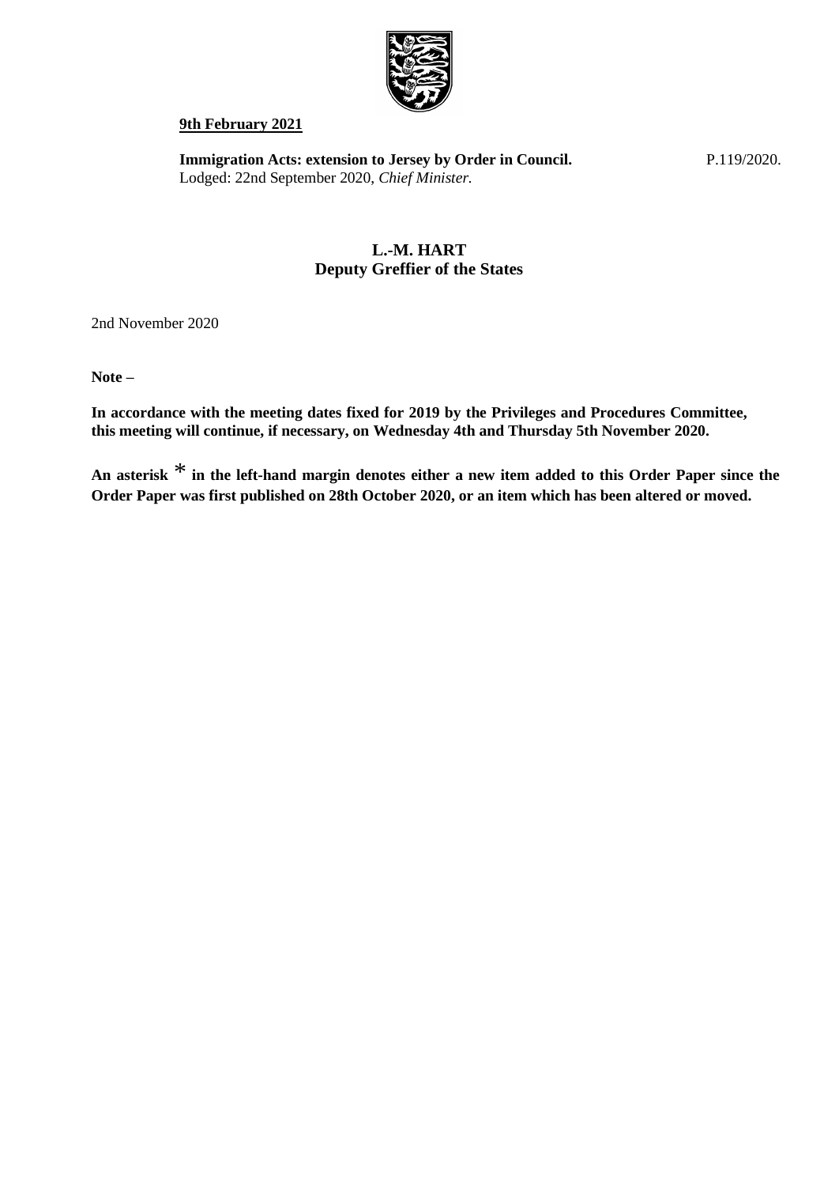**9th February 2021**

**Immigration Acts: extension to Jersey by Order in Council.** P.119/2020.
Lodged: 22nd September 2020, *Chief Minister.*

**L.-M. HART**
**Deputy Greffier of the States**

2nd November 2020

**Note –**

**In accordance with the meeting dates fixed for 2019 by the Privileges and Procedures Committee, this meeting will continue, if necessary, on Wednesday 4th and Thursday 5th November 2020.**

**An asterisk * in the left-hand margin denotes either a new item added to this Order Paper since the Order Paper was first published on 28th October 2020, or an item which has been altered or moved.**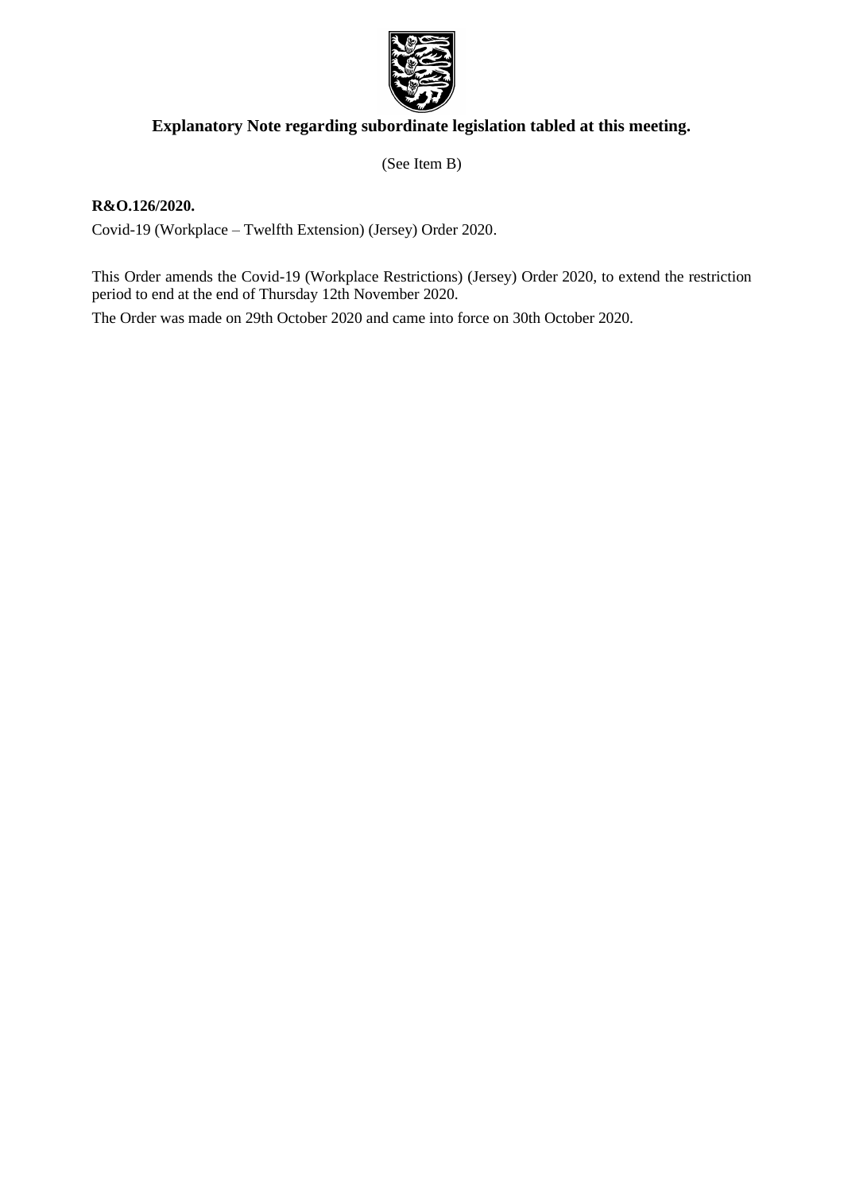## Explanatory Note regarding subordinate legislation tabled at this meeting.

(See Item B)

**R&O.126/2020.**

Covid-19 (Workplace – Twelfth Extension) (Jersey) Order 2020.

This Order amends the Covid-19 (Workplace Restrictions) (Jersey) Order 2020, to extend the restriction period to end at the end of Thursday 12th November 2020.

The Order was made on 29th October 2020 and came into force on 30th October 2020.